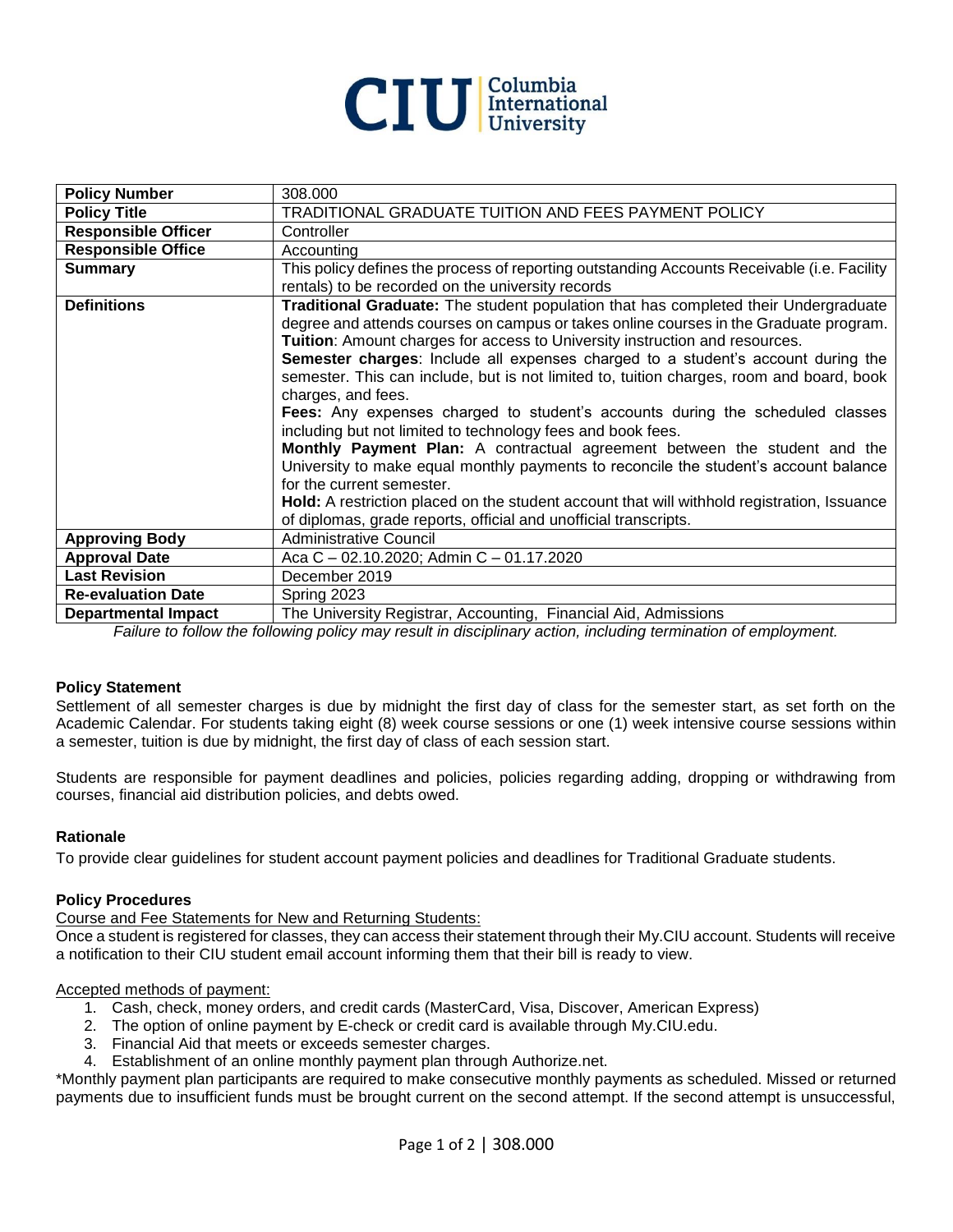| Policy Number | 308.000 |
|---|---|
| **Policy Title** | TRADITIONAL GRADUATE TUITION AND FEES PAYMENT POLICY |
| **Responsible Officer** | Controller |
| **Responsible Office** | Accounting |
| **Summary** | This policy defines the process of reporting outstanding Accounts Receivable (i.e. Facility rentals) to be recorded on the university records |
| **Definitions** | **Traditional Graduate:** The student population that has completed their Undergraduate degree and attends courses on campus or takes online courses in the Graduate program. **Tuition**: Amount charges for access to University instruction and resources. **Semester charges**: Include all expenses charged to a student's account during the semester. This can include, but is not limited to, tuition charges, room and board, book charges, and fees. **Fees:** Any expenses charged to student's accounts during the scheduled classes including but not limited to technology fees and book fees. **Monthly Payment Plan:** A contractual agreement between the student and the University to make equal monthly payments to reconcile the student's account balance for the current semester. **Hold:** A restriction placed on the student account that will withhold registration, Issuance of diplomas, grade reports, official and unofficial transcripts. |
| **Approving Body** | Administrative Council |
| **Approval Date** | Aca C – 02.10.2020; Admin C – 01.17.2020 |
| **Last Revision** | December 2019 |
| **Re-evaluation Date** | Spring 2023 |
| **Departmental Impact** | The University Registrar, Accounting, Financial Aid, Admissions |

*Failure to follow the following policy may result in disciplinary action, including termination of employment.*

### Policy Statement

Settlement of all semester charges is due by midnight the first day of class for the semester start, as set forth on the Academic Calendar. For students taking eight (8) week course sessions or one (1) week intensive course sessions within a semester, tuition is due by midnight, the first day of class of each session start.

Students are responsible for payment deadlines and policies, policies regarding adding, dropping or withdrawing from courses, financial aid distribution policies, and debts owed.

### Rationale

To provide clear guidelines for student account payment policies and deadlines for Traditional Graduate students.

### Policy Procedures

Course and Fee Statements for New and Returning Students:

Once a student is registered for classes, they can access their statement through their My.CIU account. Students will receive a notification to their CIU student email account informing them that their bill is ready to view.

Accepted methods of payment:

1. Cash, check, money orders, and credit cards (MasterCard, Visa, Discover, American Express)
2. The option of online payment by E-check or credit card is available through My.CIU.edu.
3. Financial Aid that meets or exceeds semester charges.
4. Establishment of an online monthly payment plan through Authorize.net.

*Monthly payment plan participants are required to make consecutive monthly payments as scheduled. Missed or returned payments due to insufficient funds must be brought current on the second attempt. If the second attempt is unsuccessful,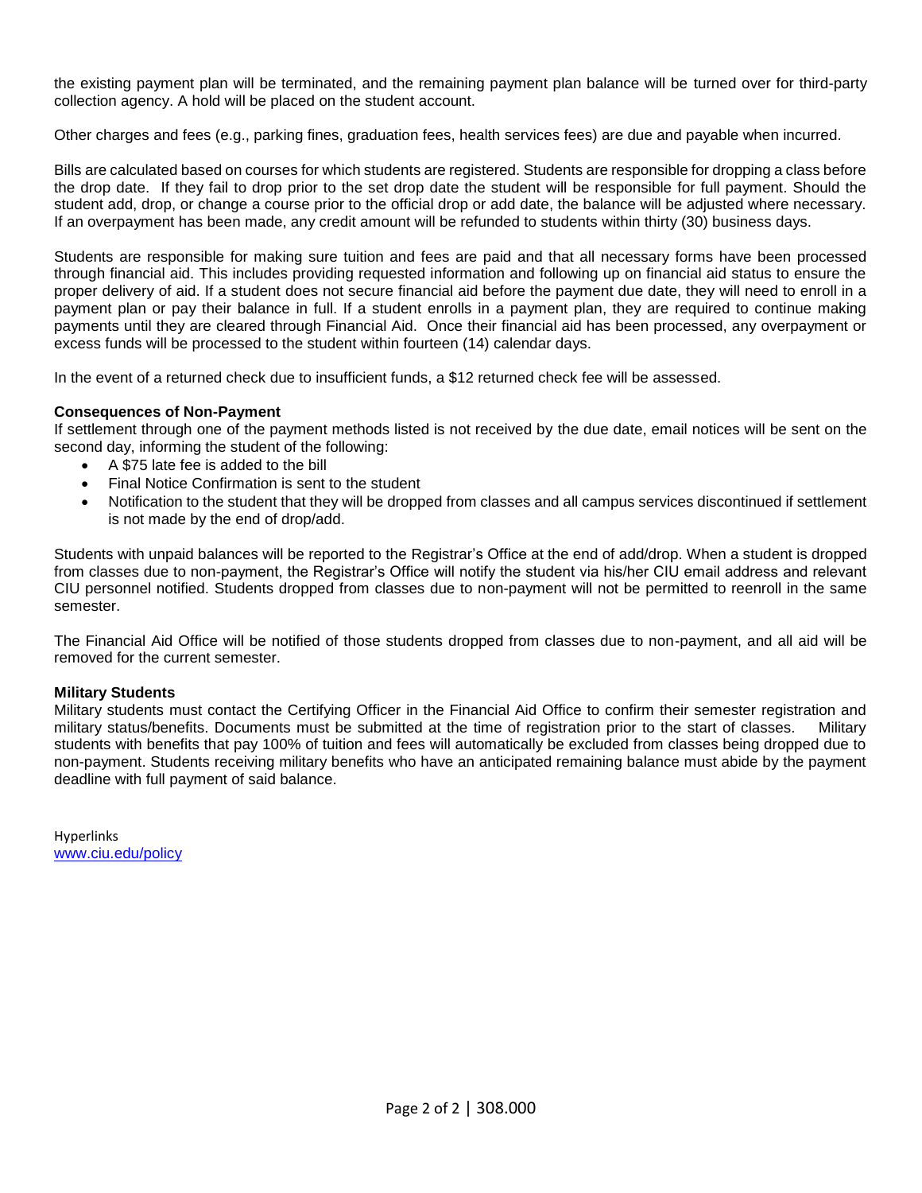the existing payment plan will be terminated, and the remaining payment plan balance will be turned over for third-party collection agency. A hold will be placed on the student account.

Other charges and fees (e.g., parking fines, graduation fees, health services fees) are due and payable when incurred.

Bills are calculated based on courses for which students are registered. Students are responsible for dropping a class before the drop date. If they fail to drop prior to the set drop date the student will be responsible for full payment. Should the student add, drop, or change a course prior to the official drop or add date, the balance will be adjusted where necessary. If an overpayment has been made, any credit amount will be refunded to students within thirty (30) business days.

Students are responsible for making sure tuition and fees are paid and that all necessary forms have been processed through financial aid. This includes providing requested information and following up on financial aid status to ensure the proper delivery of aid. If a student does not secure financial aid before the payment due date, they will need to enroll in a payment plan or pay their balance in full. If a student enrolls in a payment plan, they are required to continue making payments until they are cleared through Financial Aid. Once their financial aid has been processed, any overpayment or excess funds will be processed to the student within fourteen (14) calendar days.

In the event of a returned check due to insufficient funds, a $12 returned check fee will be assessed.

**Consequences of Non-Payment**

If settlement through one of the payment methods listed is not received by the due date, email notices will be sent on the second day, informing the student of the following:

- A $75 late fee is added to the bill
- Final Notice Confirmation is sent to the student
- Notification to the student that they will be dropped from classes and all campus services discontinued if settlement is not made by the end of drop/add.

Students with unpaid balances will be reported to the Registrar's Office at the end of add/drop. When a student is dropped from classes due to non-payment, the Registrar's Office will notify the student via his/her CIU email address and relevant CIU personnel notified. Students dropped from classes due to non-payment will not be permitted to reenroll in the same semester.

The Financial Aid Office will be notified of those students dropped from classes due to non-payment, and all aid will be removed for the current semester.

**Military Students**

Military students must contact the Certifying Officer in the Financial Aid Office to confirm their semester registration and military status/benefits. Documents must be submitted at the time of registration prior to the start of classes. Military students with benefits that pay 100% of tuition and fees will automatically be excluded from classes being dropped due to non-payment. Students receiving military benefits who have an anticipated remaining balance must abide by the payment deadline with full payment of said balance.

Hyperlinks
www.ciu.edu/policy